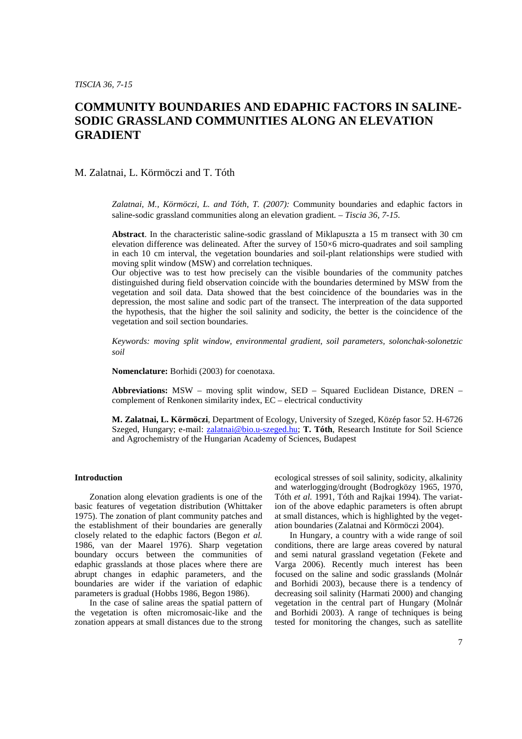# COMMUNITY BOUNDARIES AND EDAPHIC FACTORS IN SALINE-SODIC GRASSLAND COMMUNITIES ALONG AN ELEVATION GRADIENT

M. Zalatnai, L. Körmöczi and T. Tóth

*Zalatnai, M., Körmöczi, L. and Tóth, T. (2007):* Community boundaries and edaphic factors in saline-sodic grassland communities along an elevation gradient. – *Tiscia 36, 7-15.*

**Abstract**. In the characteristic saline-sodic grassland of Miklapuszta a 15 m transect with 30 cm elevation difference was delineated. After the survey of 150×6 micro-quadrates and soil sampling in each 10 cm interval, the vegetation boundaries and soil-plant relationships were studied with moving split window (MSW) and correlation techniques.

Our objective was to test how precisely can the visible boundaries of the community patches distinguished during field observation coincide with the boundaries determined by MSW from the vegetation and soil data. Data showed that the best coincidence of the boundaries was in the depression, the most saline and sodic part of the transect. The interpreation of the data supported the hypothesis, that the higher the soil salinity and sodicity, the better is the coincidence of the vegetation and soil section boundaries.

*Keywords: moving split window, environmental gradient, soil parameters, solonchak-solonetzic soil*

**Nomenclature:** Borhidi (2003) for coenotaxa.

**Abbreviations:** MSW – moving split window, SED – Squared Euclidean Distance, DREN – complement of Renkonen similarity index, EC – electrical conductivity

**M. Zalatnai, L. Körmöczi**, Department of Ecology, University of Szeged, Közép fasor 52. H-6726 Szeged, Hungary; e-mail: zalatnai@bio.u-szeged.hu; **T. Tóth**, Research Institute for Soil Science and Agrochemistry of the Hungarian Academy of Sciences, Budapest

## Introduction

Zonation along elevation gradients is one of the basic features of vegetation distribution (Whittaker 1975). The zonation of plant community patches and the establishment of their boundaries are generally closely related to the edaphic factors (Begon *et al.* 1986, van der Maarel 1976). Sharp vegetation boundary occurs between the communities of edaphic grasslands at those places where there are abrupt changes in edaphic parameters, and the boundaries are wider if the variation of edaphic parameters is gradual (Hobbs 1986, Begon 1986).

In the case of saline areas the spatial pattern of the vegetation is often micromosaic-like and the zonation appears at small distances due to the strong ecological stresses of soil salinity, sodicity, alkalinity and waterlogging/drought (Bodrogközy 1965, 1970, Tóth *et al.* 1991, Tóth and Rajkai 1994). The variation of the above edaphic parameters is often abrupt at small distances, which is highlighted by the vegetation boundaries (Zalatnai and Körmöczi 2004).

In Hungary, a country with a wide range of soil conditions, there are large areas covered by natural and semi natural grassland vegetation (Fekete and Varga 2006). Recently much interest has been focused on the saline and sodic grasslands (Molnár and Borhidi 2003), because there is a tendency of decreasing soil salinity (Harmati 2000) and changing vegetation in the central part of Hungary (Molnár and Borhidi 2003). A range of techniques is being tested for monitoring the changes, such as satellite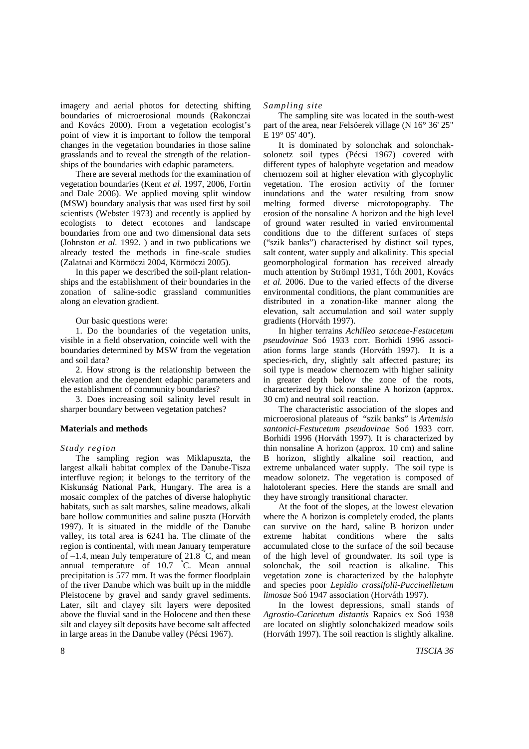imagery and aerial photos for detecting shifting boundaries of microerosional mounds (Rakonczai and Kovács 2000). From a vegetation ecologist's point of view it is important to follow the temporal changes in the vegetation boundaries in those saline grasslands and to reveal the strength of the relationships of the boundaries with edaphic parameters.

There are several methods for the examination of vegetation boundaries (Kent *et al.* 1997, 2006, Fortin and Dale 2006). We applied moving split window (MSW) boundary analysis that was used first by soil scientists (Webster 1973) and recently is applied by ecologists to detect ecotones and landscape boundaries from one and two dimensional data sets (Johnston *et al.* 1992. ) and in two publications we already tested the methods in fine-scale studies (Zalatnai and Körmöczi 2004, Körmöczi 2005).

In this paper we described the soil-plant relationships and the establishment of their boundaries in the zonation of saline-sodic grassland communities along an elevation gradient.

Our basic questions were:

1. Do the boundaries of the vegetation units, visible in a field observation, coincide well with the boundaries determined by MSW from the vegetation and soil data?

2. How strong is the relationship between the elevation and the dependent edaphic parameters and the establishment of community boundaries?

3. Does increasing soil salinity level result in sharper boundary between vegetation patches?

## Materials and methods

### *Study region*

The sampling region was Miklapuszta, the largest alkali habitat complex of the Danube-Tisza interfluve region; it belongs to the territory of the Kiskunság National Park, Hungary. The area is a mosaic complex of the patches of diverse halophytic habitats, such as salt marshes, saline meadows, alkali bare hollow communities and saline puszta (Horváth 1997). It is situated in the middle of the Danube valley, its total area is 6241 ha. The climate of the region is continental, with mean January temperature of –1.4, mean July temperature of 21.8 °C, and mean annual temperature of 10.7 °C. Mean annual precipitation is 577 mm. It was the former floodplain of the river Danube which was built up in the middle Pleistocene by gravel and sandy gravel sediments. Later, silt and clayey silt layers were deposited above the fluvial sand in the Holocene and then these silt and clayey silt deposits have become salt affected in large areas in the Danube valley (Pécsi 1967).

### *Sampling site*

The sampling site was located in the south-west part of the area, near Felsőerek village (N 16° 36' 25'' E 19° 05' 40'').

It is dominated by solonchak and solonchak-solonetz soil types (Pécsi 1967) covered with different types of halophyte vegetation and meadow chernozem soil at higher elevation with glycophylic vegetation. The erosion activity of the former inundations and the water resulting from snow melting formed diverse microtopography. The erosion of the nonsaline A horizon and the high level of ground water resulted in varied environmental conditions due to the different surfaces of steps ("szik banks") characterised by distinct soil types, salt content, water supply and alkalinity. This special geomorphological formation has received already much attention by Strömpl 1931, Tóth 2001, Kovács *et al.* 2006. Due to the varied effects of the diverse environmental conditions, the plant communities are distributed in a zonation-like manner along the elevation, salt accumulation and soil water supply gradients (Horváth 1997).

In higher terrains *Achilleo setaceae-Festucetum pseudovinae* Soó 1933 corr. Borhidi 1996 association forms large stands (Horváth 1997). It is a species-rich, dry, slightly salt affected pasture; its soil type is meadow chernozem with higher salinity in greater depth below the zone of the roots, characterized by thick nonsaline A horizon (approx. 30 cm) and neutral soil reaction.

The characteristic association of the slopes and microerosional plateaus of "szik banks" is *Artemisio santonici-Festucetum pseudovinae* Soó 1933 corr. Borhidi 1996 (Horváth 1997). It is characterized by thin nonsaline A horizon (approx. 10 cm) and saline B horizon, slightly alkaline soil reaction, and extreme unbalanced water supply. The soil type is meadow solonetz. The vegetation is composed of halotolerant species. Here the stands are small and they have strongly transitional character.

At the foot of the slopes, at the lowest elevation where the A horizon is completely eroded, the plants can survive on the hard, saline B horizon under extreme habitat conditions where the salts accumulated close to the surface of the soil because of the high level of groundwater. Its soil type is solonchak, the soil reaction is alkaline. This vegetation zone is characterized by the halophyte and species poor *Lepidio crassifolii-Puccinellietum limosae* Soó 1947 association (Horváth 1997).

In the lowest depressions, small stands of *Agrostio-Caricetum distantis* Rapaics ex Soó 1938 are located on slightly solonchakized meadow soils (Horváth 1997). The soil reaction is slightly alkaline.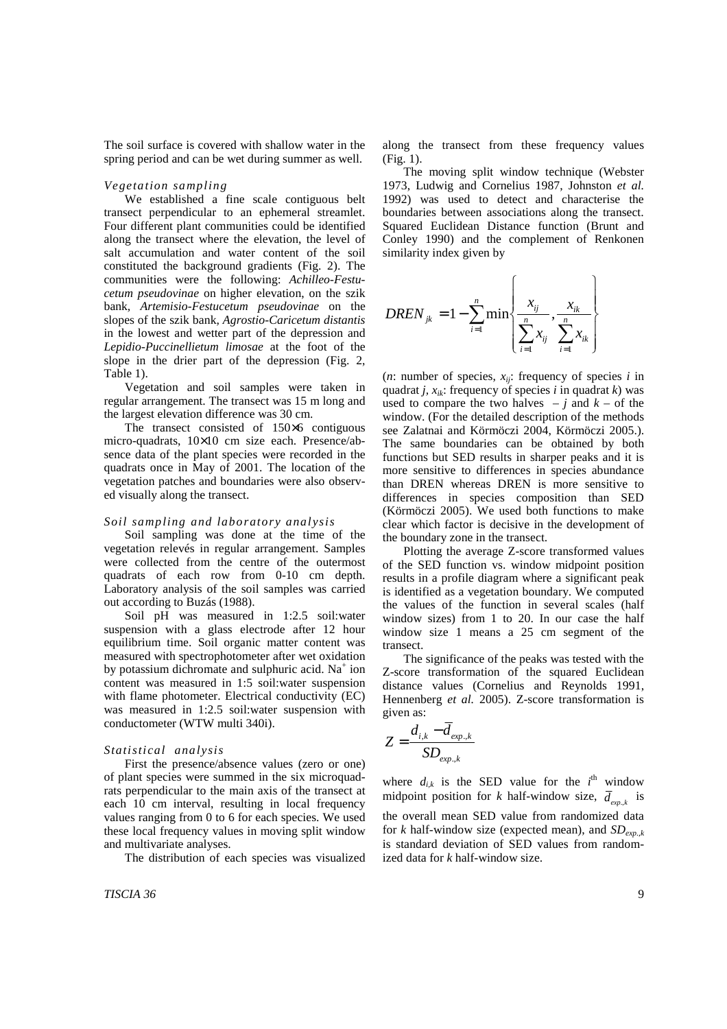The soil surface is covered with shallow water in the spring period and can be wet during summer as well.

### *Vegetation sampling*

We established a fine scale contiguous belt transect perpendicular to an ephemeral streamlet. Four different plant communities could be identified along the transect where the elevation, the level of salt accumulation and water content of the soil constituted the background gradients (Fig. 2). The communities were the following: *Achilleo-Festucetum pseudovinae* on higher elevation, on the szik bank, *Artemisio-Festucetum pseudovinae* on the slopes of the szik bank, *Agrostio-Caricetum distantis* in the lowest and wetter part of the depression and *Lepidio-Puccinellietum limosae* at the foot of the slope in the drier part of the depression (Fig. 2, Table 1).

Vegetation and soil samples were taken in regular arrangement. The transect was 15 m long and the largest elevation difference was 30 cm.

The transect consisted of 150×6 contiguous micro-quadrats, 10×10 cm size each. Presence/absence data of the plant species were recorded in the quadrats once in May of 2001. The location of the vegetation patches and boundaries were also observed visually along the transect.

### *Soil sampling and laboratory analysis*

Soil sampling was done at the time of the vegetation relevés in regular arrangement. Samples were collected from the centre of the outermost quadrats of each row from 0-10 cm depth. Laboratory analysis of the soil samples was carried out according to Buzás (1988).

Soil pH was measured in 1:2.5 soil:water suspension with a glass electrode after 12 hour equilibrium time. Soil organic matter content was measured with spectrophotometer after wet oxidation by potassium dichromate and sulphuric acid. $Na^+$ ion content was measured in 1:5 soil:water suspension with flame photometer. Electrical conductivity (EC) was measured in 1:2.5 soil:water suspension with conductometer (WTW multi 340i).

### *Statistical analysis*

First the presence/absence values (zero or one) of plant species were summed in the six microquadrats perpendicular to the main axis of the transect at each 10 cm interval, resulting in local frequency values ranging from 0 to 6 for each species. We used these local frequency values in moving split window and multivariate analyses.

The distribution of each species was visualized along the transect from these frequency values (Fig. 1).

The moving split window technique (Webster 1973, Ludwig and Cornelius 1987, Johnston *et al.* 1992) was used to detect and characterise the boundaries between associations along the transect. Squared Euclidean Distance function (Brunt and Conley 1990) and the complement of Renkonen similarity index given by

$$DREN_{jk} = 1 - \sum_{i=1}^{n} \min \left\{ \frac{x_{ij}}{\sum_{i=1}^{n} x_{ij}}, \frac{x_{ik}}{\sum_{i=1}^{n} x_{ik}} \right\}$$

($n$: number of species, $x_{ij}$: frequency of species $i$ in quadrat $j$, $x_{ik}$: frequency of species $i$ in quadrat $k$) was used to compare the two halves – $j$ and $k$ – of the window. (For the detailed description of the methods see Zalatnai and Körmöczi 2004, Körmöczi 2005.). The same boundaries can be obtained by both functions but SED results in sharper peaks and it is more sensitive to differences in species abundance than DREN whereas DREN is more sensitive to differences in species composition than SED (Körmöczi 2005). We used both functions to make clear which factor is decisive in the development of the boundary zone in the transect.

Plotting the average Z-score transformed values of the SED function vs. window midpoint position results in a profile diagram where a significant peak is identified as a vegetation boundary. We computed the values of the function in several scales (half window sizes) from 1 to 20. In our case the half window size 1 means a 25 cm segment of the transect.

The significance of the peaks was tested with the Z-score transformation of the squared Euclidean distance values (Cornelius and Reynolds 1991, Hennenberg *et al.* 2005). Z-score transformation is given as:

$$Z = \frac{d_{i,k} - \bar{d}_{exp.,k}}{SD_{exp.,k}}$$

where $d_{i,k}$ is the SED value for the $i^{th}$ window midpoint position for $k$ half-window size, $\bar{d}_{exp.,k}$ is the overall mean SED value from randomized data for $k$ half-window size (expected mean), and $SD_{exp.,k}$ is standard deviation of SED values from randomized data for $k$ half-window size.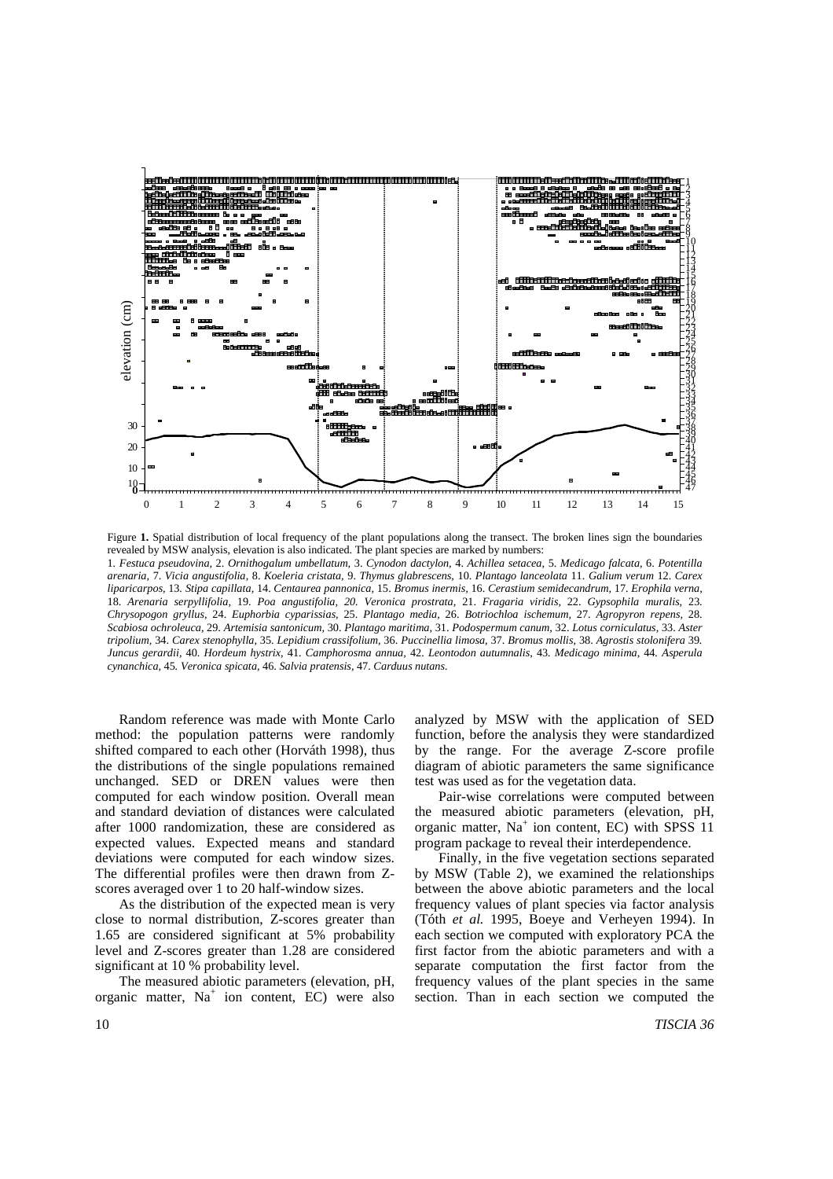Figure **1.** Spatial distribution of local frequency of the plant populations along the transect. The broken lines sign the boundaries revealed by MSW analysis, elevation is also indicated. The plant species are marked by numbers:
1. *Festuca pseudovina,* 2. *Ornithogalum umbellatum,* 3. *Cynodon dactylon,* 4. *Achillea setacea,* 5. *Medicago falcata,* 6. *Potentilla arenaria,* 7. *Vicia angustifolia,* 8. *Koeleria cristata,* 9. *Thymus glabrescens,* 10. *Plantago lanceolata* 11. *Galium verum* 12. *Carex liparicarpos,* 13. *Stipa capillata,* 14. *Centaurea pannonica,* 15. *Bromus inermis,* 16. *Cerastium semidecandrum,* 17. *Erophila verna,* 18. *Arenaria serpyllifolia,* 19. *Poa angustifolia, 20. Veronica prostrata,* 21. *Fragaria viridis,* 22. *Gypsophila muralis,* 23. *Chrysopogon gryllus,* 24. *Euphorbia cyparissias,* 25. *Plantago media,* 26. *Botriochloa ischemum,* 27. *Agropyron repens,* 28. *Scabiosa ochroleuca,* 29. *Artemisia santonicum,* 30. *Plantago maritima,* 31. *Podospermum canum,* 32. *Lotus corniculatus,* 33. *Aster tripolium,* 34. *Carex stenophylla,* 35. *Lepidium crassifolium,* 36. *Puccinellia limosa,* 37. *Bromus mollis,* 38. *Agrostis stolonifera* 39. *Juncus gerardii,* 40. *Hordeum hystrix,* 41. *Camphorosma annua,* 42. *Leontodon autumnalis,* 43. *Medicago minima,* 44. *Asperula cynanchica,* 45. *Veronica spicata,* 46. *Salvia pratensis,* 47. *Carduus nutans.*

Random reference was made with Monte Carlo method: the population patterns were randomly shifted compared to each other (Horváth 1998), thus the distributions of the single populations remained unchanged. SED or DREN values were then computed for each window position. Overall mean and standard deviation of distances were calculated after 1000 randomization, these are considered as expected values. Expected means and standard deviations were computed for each window sizes. The differential profiles were then drawn from Z-scores averaged over 1 to 20 half-window sizes.

As the distribution of the expected mean is very close to normal distribution, Z-scores greater than 1.65 are considered significant at 5% probability level and Z-scores greater than 1.28 are considered significant at 10 % probability level.

The measured abiotic parameters (elevation, pH, organic matter, $Na^+$ ion content, EC) were also analyzed by MSW with the application of SED function, before the analysis they were standardized by the range. For the average Z-score profile diagram of abiotic parameters the same significance test was used as for the vegetation data.

Pair-wise correlations were computed between the measured abiotic parameters (elevation, pH, organic matter, $Na^+$ ion content, EC) with SPSS 11 program package to reveal their interdependence.

Finally, in the five vegetation sections separated by MSW (Table 2), we examined the relationships between the above abiotic parameters and the local frequency values of plant species via factor analysis (Tóth *et al.* 1995, Boeye and Verheyen 1994). In each section we computed with exploratory PCA the first factor from the abiotic parameters and with a separate computation the first factor from the frequency values of the plant species in the same section. Than in each section we computed the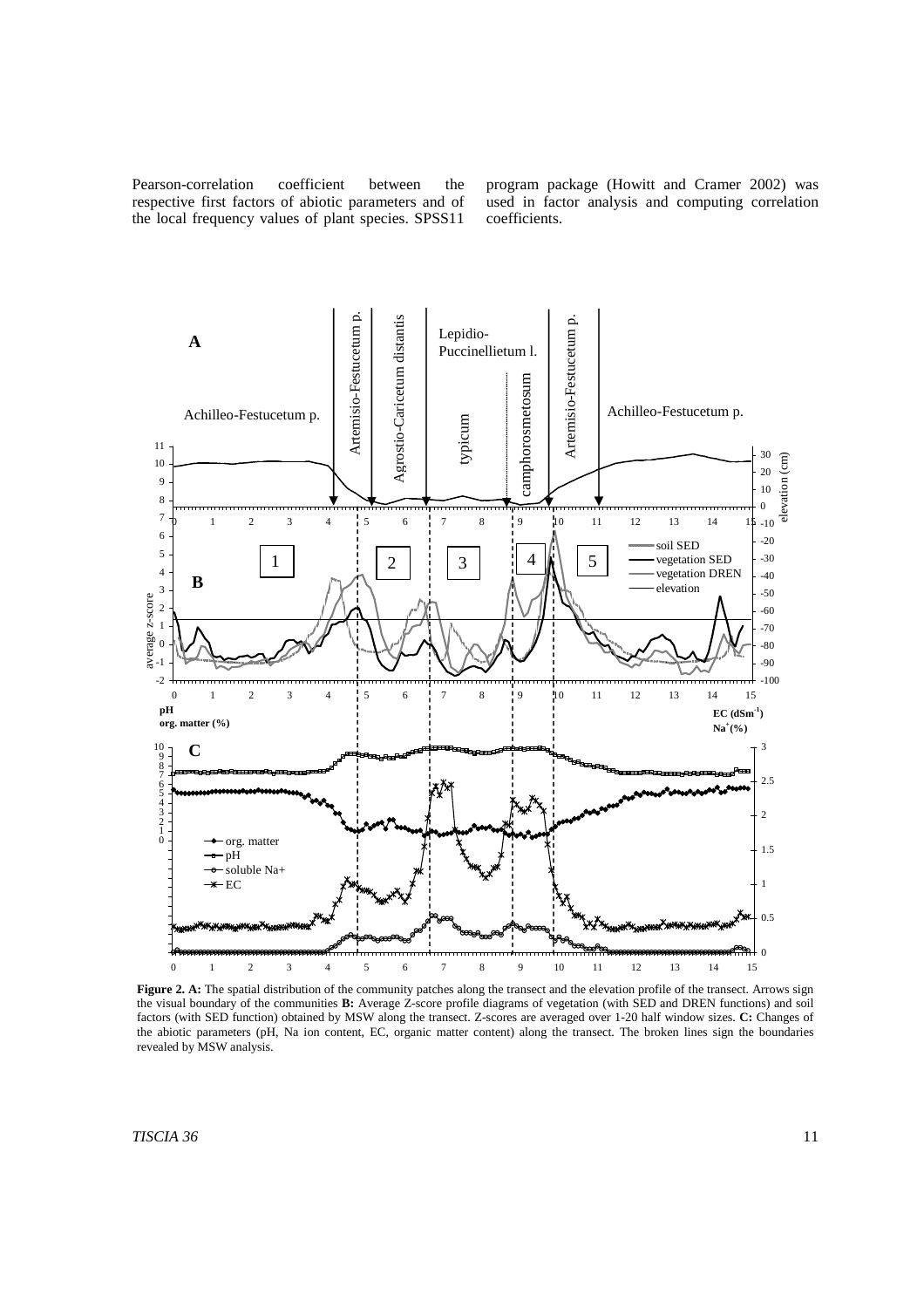Pearson-correlation coefficient between the respective first factors of abiotic parameters and of the local frequency values of plant species. SPSS11 program package (Howitt and Cramer 2002) was used in factor analysis and computing correlation coefficients.

**Figure 2. A:** The spatial distribution of the community patches along the transect and the elevation profile of the transect. Arrows sign the visual boundary of the communities **B:** Average Z-score profile diagrams of vegetation (with SED and DREN functions) and soil factors (with SED function) obtained by MSW along the transect. Z-scores are averaged over 1-20 half window sizes. **C:** Changes of the abiotic parameters (pH, Na ion content, EC, organic matter content) along the transect. The broken lines sign the boundaries revealed by MSW analysis.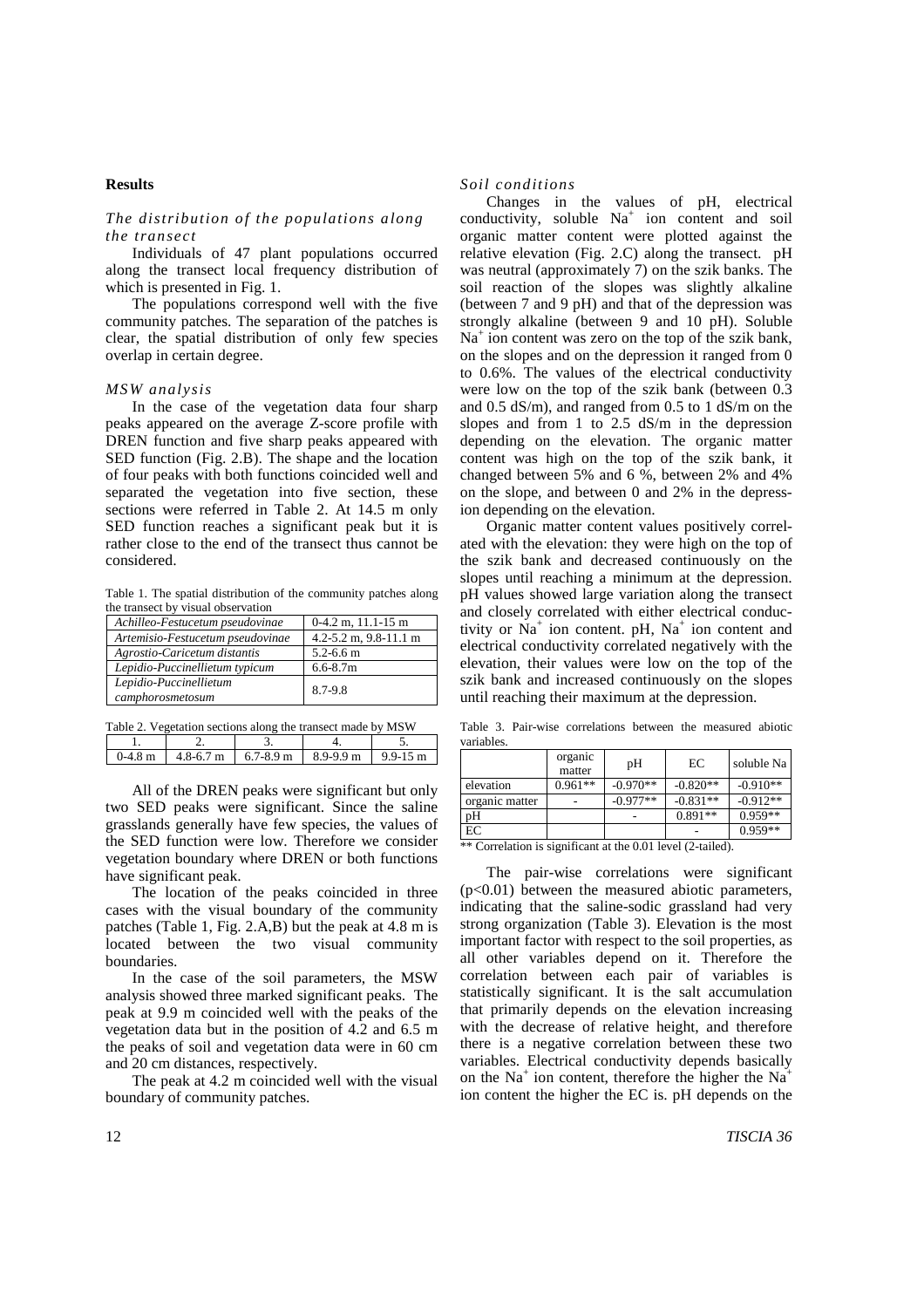## Results

### *The distribution of the populations along the transect*

Individuals of 47 plant populations occurred along the transect local frequency distribution of which is presented in Fig. 1.

The populations correspond well with the five community patches. The separation of the patches is clear, the spatial distribution of only few species overlap in certain degree.

### *MSW analysis*

In the case of the vegetation data four sharp peaks appeared on the average Z-score profile with DREN function and five sharp peaks appeared with SED function (Fig. 2.B). The shape and the location of four peaks with both functions coincided well and separated the vegetation into five section, these sections were referred in Table 2. At 14.5 m only SED function reaches a significant peak but it is rather close to the end of the transect thus cannot be considered.

Table 1. The spatial distribution of the community patches along the transect by visual observation

| | |
|---|---|
| *Achilleo-Festucetum pseudovinae* | 0-4.2 m, 11.1-15 m |
| *Artemisio-Festucetum pseudovinae* | 4.2-5.2 m, 9.8-11.1 m |
| *Agrostio-Caricetum distantis* | 5.2-6.6 m |
| *Lepidio-Puccinellietum typicum* | 6.6-8.7m |
| *Lepidio-Puccinellietum camphorosmetosum* | 8.7-9.8 |

Table 2. Vegetation sections along the transect made by MSW

| 1. | 2. | 3. | 4. | 5. |
|---|---|---|---|---|
| 0-4.8 m | 4.8-6.7 m | 6.7-8.9 m | 8.9-9.9 m | 9.9-15 m |

All of the DREN peaks were significant but only two SED peaks were significant. Since the saline grasslands generally have few species, the values of the SED function were low. Therefore we consider vegetation boundary where DREN or both functions have significant peak.

The location of the peaks coincided in three cases with the visual boundary of the community patches (Table 1, Fig. 2.A,B) but the peak at 4.8 m is located between the two visual community boundaries.

In the case of the soil parameters, the MSW analysis showed three marked significant peaks. The peak at 9.9 m coincided well with the peaks of the vegetation data but in the position of 4.2 and 6.5 m the peaks of soil and vegetation data were in 60 cm and 20 cm distances, respectively.

The peak at 4.2 m coincided well with the visual boundary of community patches.

### *Soil conditions*

Changes in the values of pH, electrical conductivity, soluble $Na^+$ ion content and soil organic matter content were plotted against the relative elevation (Fig. 2.C) along the transect. pH was neutral (approximately 7) on the szik banks. The soil reaction of the slopes was slightly alkaline (between 7 and 9 pH) and that of the depression was strongly alkaline (between 9 and 10 pH). Soluble $Na^+$ ion content was zero on the top of the szik bank, on the slopes and on the depression it ranged from 0 to 0.6%. The values of the electrical conductivity were low on the top of the szik bank (between 0.3 and 0.5 dS/m), and ranged from 0.5 to 1 dS/m on the slopes and from 1 to 2.5 dS/m in the depression depending on the elevation. The organic matter content was high on the top of the szik bank, it changed between 5% and 6 %, between 2% and 4% on the slope, and between 0 and 2% in the depression depending on the elevation.

Organic matter content values positively correlated with the elevation: they were high on the top of the szik bank and decreased continuously on the slopes until reaching a minimum at the depression. pH values showed large variation along the transect and closely correlated with either electrical conductivity or $Na^+$ ion content. pH, $Na^+$ ion content and electrical conductivity correlated negatively with the elevation, their values were low on the top of the szik bank and increased continuously on the slopes until reaching their maximum at the depression.

Table 3. Pair-wise correlations between the measured abiotic variables.

| | organic matter | pH | EC | soluble Na |
|---|---|---|---|---|
| elevation | 0.961** | -0.970** | -0.820** | -0.910** |
| organic matter | - | -0.977** | -0.831** | -0.912** |
| pH | | - | 0.891** | 0.959** |
| EC | | | - | 0.959** |

** Correlation is significant at the 0.01 level (2-tailed).

The pair-wise correlations were significant ($p<0.01$) between the measured abiotic parameters, indicating that the saline-sodic grassland had very strong organization (Table 3). Elevation is the most important factor with respect to the soil properties, as all other variables depend on it. Therefore the correlation between each pair of variables is statistically significant. It is the salt accumulation that primarily depends on the elevation increasing with the decrease of relative height, and therefore there is a negative correlation between these two variables. Electrical conductivity depends basically on the $Na^+$ ion content, therefore the higher the $Na^+$ ion content the higher the EC is. pH depends on the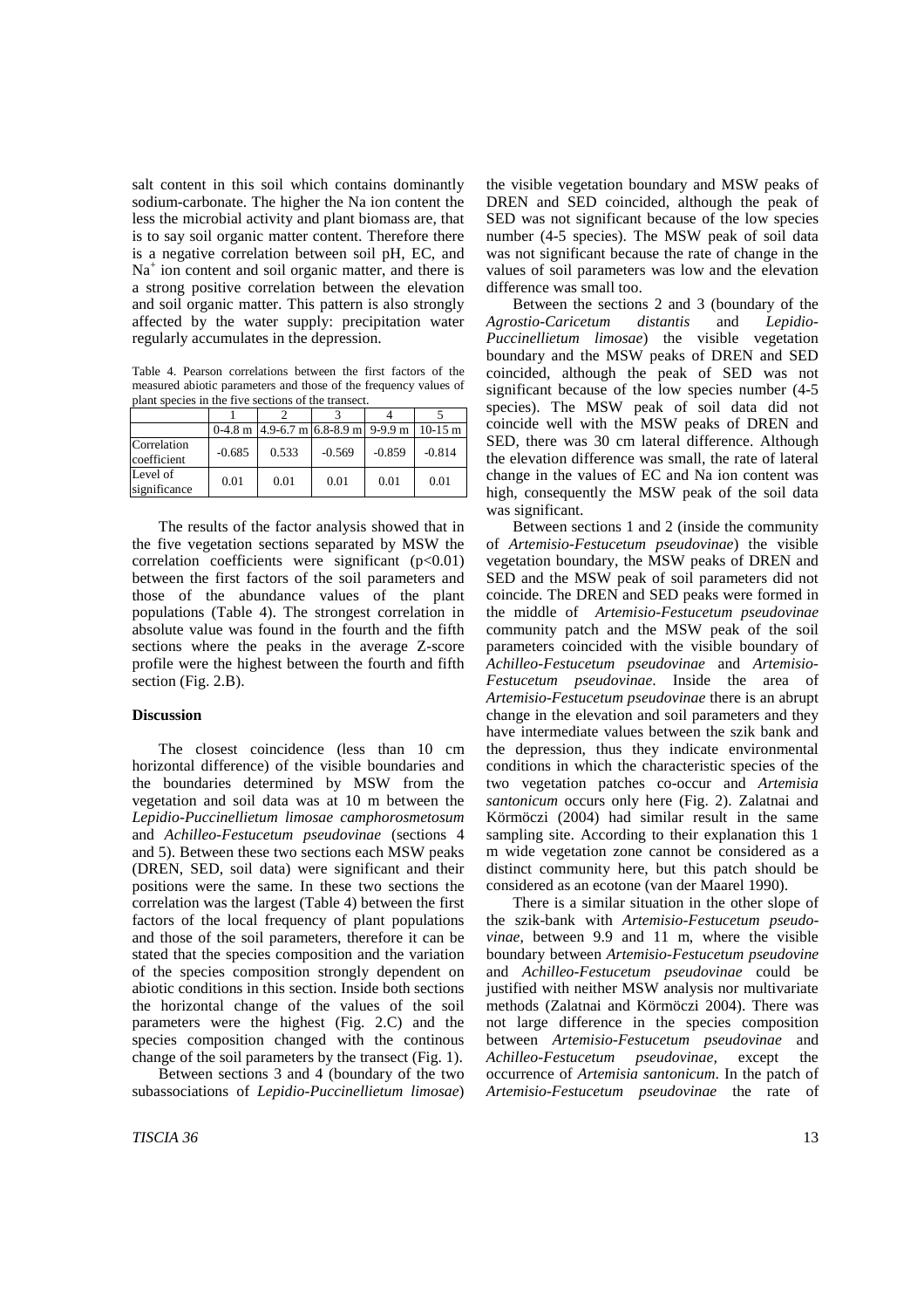salt content in this soil which contains dominantly sodium-carbonate. The higher the Na ion content the less the microbial activity and plant biomass are, that is to say soil organic matter content. Therefore there is a negative correlation between soil pH, EC, and $Na^+$ ion content and soil organic matter, and there is a strong positive correlation between the elevation and soil organic matter. This pattern is also strongly affected by the water supply: precipitation water regularly accumulates in the depression.

Table 4. Pearson correlations between the first factors of the measured abiotic parameters and those of the frequency values of plant species in the five sections of the transect.

| | 1 | 2 | 3 | 4 | 5 |
|---|---|---|---|---|---|
| | 0-4.8 m | 4.9-6.7 m | 6.8-8.9 m | 9-9.9 m | 10-15 m |
| Correlation coefficient | -0.685 | 0.533 | -0.569 | -0.859 | -0.814 |
| Level of significance | 0.01 | 0.01 | 0.01 | 0.01 | 0.01 |

The results of the factor analysis showed that in the five vegetation sections separated by MSW the correlation coefficients were significant ($p<0.01$) between the first factors of the soil parameters and those of the abundance values of the plant populations (Table 4). The strongest correlation in absolute value was found in the fourth and the fifth sections where the peaks in the average Z-score profile were the highest between the fourth and fifth section (Fig. 2.B).

## Discussion

The closest coincidence (less than 10 cm horizontal difference) of the visible boundaries and the boundaries determined by MSW from the vegetation and soil data was at 10 m between the *Lepidio-Puccinellietum limosae camphorosmetosum* and *Achilleo-Festucetum pseudovinae* (sections 4 and 5). Between these two sections each MSW peaks (DREN, SED, soil data) were significant and their positions were the same. In these two sections the correlation was the largest (Table 4) between the first factors of the local frequency of plant populations and those of the soil parameters, therefore it can be stated that the species composition and the variation of the species composition strongly dependent on abiotic conditions in this section. Inside both sections the horizontal change of the values of the soil parameters were the highest (Fig. 2.C) and the species composition changed with the continous change of the soil parameters by the transect (Fig. 1).

Between sections 3 and 4 (boundary of the two subassociations of *Lepidio-Puccinellietum limosae*) the visible vegetation boundary and MSW peaks of DREN and SED coincided, although the peak of SED was not significant because of the low species number (4-5 species). The MSW peak of soil data was not significant because the rate of change in the values of soil parameters was low and the elevation difference was small too.

Between the sections 2 and 3 (boundary of the *Agrostio-Caricetum distantis* and *Lepidio-Puccinellietum limosae*) the visible vegetation boundary and the MSW peaks of DREN and SED coincided, although the peak of SED was not significant because of the low species number (4-5 species). The MSW peak of soil data did not coincide well with the MSW peaks of DREN and SED, there was 30 cm lateral difference. Although the elevation difference was small, the rate of lateral change in the values of EC and Na ion content was high, consequently the MSW peak of the soil data was significant.

Between sections 1 and 2 (inside the community of *Artemisio-Festucetum pseudovinae*) the visible vegetation boundary, the MSW peaks of DREN and SED and the MSW peak of soil parameters did not coincide. The DREN and SED peaks were formed in the middle of *Artemisio-Festucetum pseudovinae* community patch and the MSW peak of the soil parameters coincided with the visible boundary of *Achilleo-Festucetum pseudovinae* and *Artemisio-Festucetum pseudovinae*. Inside the area of *Artemisio-Festucetum pseudovinae* there is an abrupt change in the elevation and soil parameters and they have intermediate values between the szik bank and the depression, thus they indicate environmental conditions in which the characteristic species of the two vegetation patches co-occur and *Artemisia santonicum* occurs only here (Fig. 2). Zalatnai and Körmöczi (2004) had similar result in the same sampling site. According to their explanation this 1 m wide vegetation zone cannot be considered as a distinct community here, but this patch should be considered as an ecotone (van der Maarel 1990).

There is a similar situation in the other slope of the szik-bank with *Artemisio-Festucetum pseudovinae*, between 9.9 and 11 m, where the visible boundary between *Artemisio-Festucetum pseudovine* and *Achilleo-Festucetum pseudovinae* could be justified with neither MSW analysis nor multivariate methods (Zalatnai and Körmöczi 2004). There was not large difference in the species composition between *Artemisio-Festucetum pseudovinae* and *Achilleo-Festucetum pseudovinae*, except the occurrence of *Artemisia santonicum*. In the patch of *Artemisio-Festucetum pseudovinae* the rate of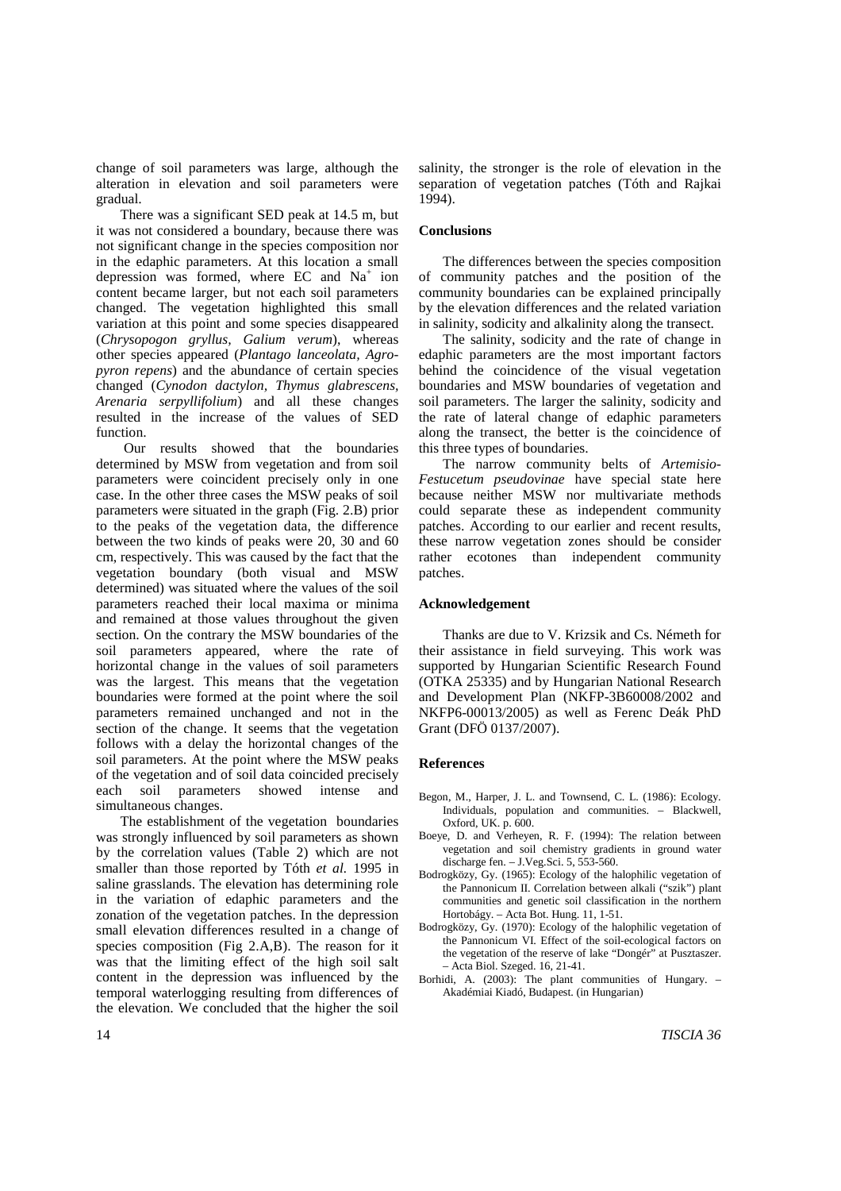change of soil parameters was large, although the alteration in elevation and soil parameters were gradual.

There was a significant SED peak at 14.5 m, but it was not considered a boundary, because there was not significant change in the species composition nor in the edaphic parameters. At this location a small depression was formed, where EC and $Na^+$ ion content became larger, but not each soil parameters changed. The vegetation highlighted this small variation at this point and some species disappeared (*Chrysopogon gryllus, Galium verum*), whereas other species appeared (*Plantago lanceolata, Agropyron repens*) and the abundance of certain species changed (*Cynodon dactylon, Thymus glabrescens, Arenaria serpyllifolium*) and all these changes resulted in the increase of the values of SED function.

Our results showed that the boundaries determined by MSW from vegetation and from soil parameters were coincident precisely only in one case. In the other three cases the MSW peaks of soil parameters were situated in the graph (Fig. 2.B) prior to the peaks of the vegetation data, the difference between the two kinds of peaks were 20, 30 and 60 cm, respectively. This was caused by the fact that the vegetation boundary (both visual and MSW determined) was situated where the values of the soil parameters reached their local maxima or minima and remained at those values throughout the given section. On the contrary the MSW boundaries of the soil parameters appeared, where the rate of horizontal change in the values of soil parameters was the largest. This means that the vegetation boundaries were formed at the point where the soil parameters remained unchanged and not in the section of the change. It seems that the vegetation follows with a delay the horizontal changes of the soil parameters. At the point where the MSW peaks of the vegetation and of soil data coincided precisely each soil parameters showed intense and simultaneous changes.

The establishment of the vegetation boundaries was strongly influenced by soil parameters as shown by the correlation values (Table 2) which are not smaller than those reported by Tóth *et al.* 1995 in saline grasslands. The elevation has determining role in the variation of edaphic parameters and the zonation of the vegetation patches. In the depression small elevation differences resulted in a change of species composition (Fig 2.A,B). The reason for it was that the limiting effect of the high soil salt content in the depression was influenced by the temporal waterlogging resulting from differences of the elevation. We concluded that the higher the soil salinity, the stronger is the role of elevation in the separation of vegetation patches (Tóth and Rajkai 1994).

## Conclusions

The differences between the species composition of community patches and the position of the community boundaries can be explained principally by the elevation differences and the related variation in salinity, sodicity and alkalinity along the transect.

The salinity, sodicity and the rate of change in edaphic parameters are the most important factors behind the coincidence of the visual vegetation boundaries and MSW boundaries of vegetation and soil parameters. The larger the salinity, sodicity and the rate of lateral change of edaphic parameters along the transect, the better is the coincidence of this three types of boundaries.

The narrow community belts of *Artemisio-Festucetum pseudovinae* have special state here because neither MSW nor multivariate methods could separate these as independent community patches. According to our earlier and recent results, these narrow vegetation zones should be consider rather ecotones than independent community patches.

## Acknowledgement

Thanks are due to V. Krizsik and Cs. Németh for their assistance in field surveying. This work was supported by Hungarian Scientific Research Found (OTKA 25335) and by Hungarian National Research and Development Plan (NKFP-3B60008/2002 and NKFP6-00013/2005) as well as Ferenc Deák PhD Grant (DFÖ 0137/2007).

## References

Begon, M., Harper, J. L. and Townsend, C. L. (1986): Ecology. Individuals, population and communities. – Blackwell, Oxford, UK. p. 600.

Boeye, D. and Verheyen, R. F. (1994): The relation between vegetation and soil chemistry gradients in ground water discharge fen. – J.Veg.Sci. 5, 553-560.

Bodrogközy, Gy. (1965): Ecology of the halophilic vegetation of the Pannonicum II. Correlation between alkali ("szik") plant communities and genetic soil classification in the northern Hortobágy. – Acta Bot. Hung. 11, 1-51.

Bodrogközy, Gy. (1970): Ecology of the halophilic vegetation of the Pannonicum VI. Effect of the soil-ecological factors on the vegetation of the reserve of lake "Dongér" at Pusztaszer. – Acta Biol. Szeged. 16, 21-41.

Borhidi, A. (2003): The plant communities of Hungary. – Akadémiai Kiadó, Budapest. (in Hungarian)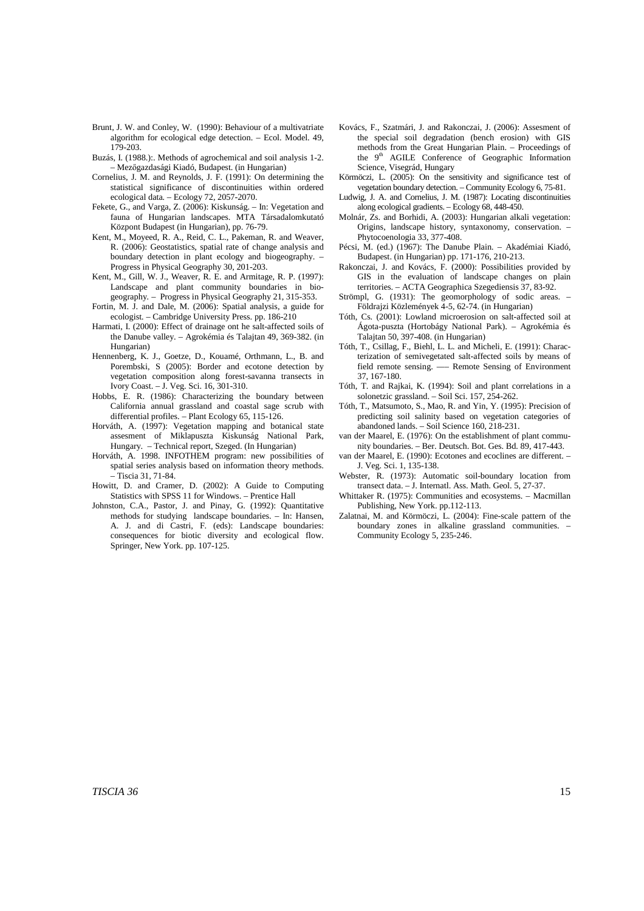Brunt, J. W. and Conley, W. (1990): Behaviour of a multivatriate algorithm for ecological edge detection. – Ecol. Model. 49, 179-203.

Buzás, I. (1988.):. Methods of agrochemical and soil analysis 1-2. – Mezőgazdasági Kiadó, Budapest. (in Hungarian)

Cornelius, J. M. and Reynolds, J. F. (1991): On determining the statistical significance of discontinuities within ordered ecological data. – Ecology 72, 2057-2070.

Fekete, G., and Varga, Z. (2006): Kiskunság. – In: Vegetation and fauna of Hungarian landscapes. MTA Társadalomkutató Központ Budapest (in Hungarian), pp. 76-79.

Kent, M., Moyeed, R. A., Reid, C. L., Pakeman, R. and Weaver, R. (2006): Geostatistics, spatial rate of change analysis and boundary detection in plant ecology and biogeography. – Progress in Physical Geography 30, 201-203.

Kent, M., Gill, W. J., Weaver, R. E. and Armitage, R. P. (1997): Landscape and plant community boundaries in biogeography. – Progress in Physical Geography 21, 315-353.

Fortin, M. J. and Dale, M. (2006): Spatial analysis, a guide for ecologist. – Cambridge University Press. pp. 186-210

Harmati, I. (2000): Effect of drainage ont he salt-affected soils of the Danube valley. – Agrokémia és Talajtan 49, 369-382. (in Hungarian)

Hennenberg, K. J., Goetze, D., Kouamé, Orthmann, L., B. and Porembski, S (2005): Border and ecotone detection by vegetation composition along forest-savanna transects in Ivory Coast. – J. Veg. Sci. 16, 301-310.

Hobbs, E. R. (1986): Characterizing the boundary between California annual grassland and coastal sage scrub with differential profiles. – Plant Ecology 65, 115-126.

Horváth, A. (1997): Vegetation mapping and botanical state assesment of Miklapuszta Kiskunság National Park, Hungary. – Technical report, Szeged. (In Hungarian)

Horváth, A. 1998. INFOTHEM program: new possibilities of spatial series analysis based on information theory methods. – Tiscia 31, 71-84.

Howitt, D. and Cramer, D. (2002): A Guide to Computing Statistics with SPSS 11 for Windows. – Prentice Hall

Johnston, C.A., Pastor, J. and Pinay, G. (1992): Quantitative methods for studying landscape boundaries. – In: Hansen, A. J. and di Castri, F. (eds): Landscape boundaries: consequences for biotic diversity and ecological flow. Springer, New York. pp. 107-125.

Kovács, F., Szatmári, J. and Rakonczai, J. (2006): Assesment of the special soil degradation (bench erosion) with GIS methods from the Great Hungarian Plain. – Proceedings of the 9th AGILE Conference of Geographic Information Science, Visegrád, Hungary

Körmöczi, L. (2005): On the sensitivity and significance test of vegetation boundary detection. – Community Ecology 6, 75-81.

Ludwig, J. A. and Cornelius, J. M. (1987): Locating discontinuities along ecological gradients. – Ecology 68, 448-450.

Molnár, Zs. and Borhidi, A. (2003): Hungarian alkali vegetation: Origins, landscape history, syntaxonomy, conservation. – Phytocoenologia 33, 377-408.

Pécsi, M. (ed.) (1967): The Danube Plain. – Akadémiai Kiadó, Budapest. (in Hungarian) pp. 171-176, 210-213.

Rakonczai, J. and Kovács, F. (2000): Possibilities provided by GIS in the evaluation of landscape changes on plain territories. – ACTA Geographica Szegediensis 37, 83-92.

Strömpl, G. (1931): The geomorphology of sodic areas. – Földrajzi Közlemények 4-5, 62-74. (in Hungarian)

Tóth, Cs. (2001): Lowland microerosion on salt-affected soil at Ágota-puszta (Hortobágy National Park). – Agrokémia és Talajtan 50, 397-408. (in Hungarian)

Tóth, T., Csillag, F., Biehl, L. L. and Micheli, E. (1991): Characterization of semivegetated salt-affected soils by means of field remote sensing. –– Remote Sensing of Environment 37, 167-180.

Tóth, T. and Rajkai, K. (1994): Soil and plant correlations in a solonetzic grassland. – Soil Sci. 157, 254-262.

Tóth, T., Matsumoto, S., Mao, R. and Yin, Y. (1995): Precision of predicting soil salinity based on vegetation categories of abandoned lands. – Soil Science 160, 218-231.

van der Maarel, E. (1976): On the establishment of plant community boundaries. – Ber. Deutsch. Bot. Ges. Bd. 89, 417-443.

van der Maarel, E. (1990): Ecotones and ecoclines are different. – J. Veg. Sci. 1, 135-138.

Webster, R. (1973): Automatic soil-boundary location from transect data. – J. Internatl. Ass. Math. Geol. 5, 27-37.

Whittaker R. (1975): Communities and ecosystems. – Macmillan Publishing, New York. pp.112-113.

Zalatnai, M. and Körmöczi, L. (2004): Fine-scale pattern of the boundary zones in alkaline grassland communities. – Community Ecology 5, 235-246.